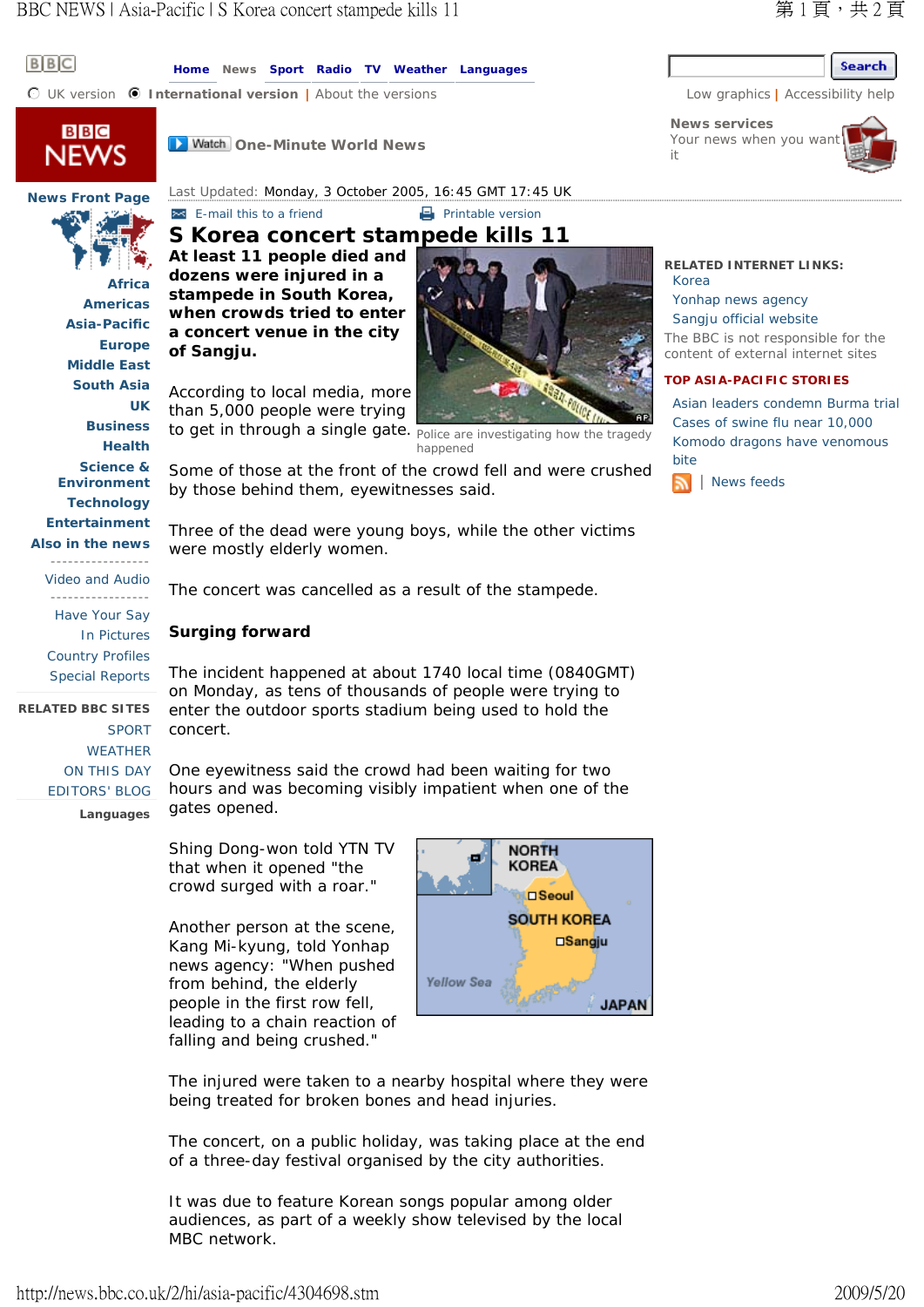Last Updated: Monday, 3 October 2005, 16:45 GMT 17:45 UK

# S Korea concert stampede kills 11

**At least 11 people died and dozens were injured in a stampede in South Korea, when crowds tried to enter a concert venue in the city of Sangju.**

Police are investigating how the tragedy happened

According to local media, more than 5,000 people were trying to get in through a single gate.

Some of those at the front of the crowd fell and were crushed by those behind them, eyewitnesses said.

Three of the dead were young boys, while the other victims were mostly elderly women.

The concert was cancelled as a result of the stampede.

## Surging forward

The incident happened at about 1740 local time (0840GMT) on Monday, as tens of thousands of people were trying to enter the outdoor sports stadium being used to hold the concert.

One eyewitness said the crowd had been waiting for two hours and was becoming visibly impatient when one of the gates opened.

Shing Dong-won told YTN TV that when it opened "the crowd surged with a roar."

Another person at the scene, Kang Mi-kyung, told Yonhap news agency: "When pushed from behind, the elderly people in the first row fell, leading to a chain reaction of falling and being crushed."

The injured were taken to a nearby hospital where they were being treated for broken bones and head injuries.

The concert, on a public holiday, was taking place at the end of a three-day festival organised by the city authorities.

It was due to feature Korean songs popular among older audiences, as part of a weekly show televised by the local MBC network.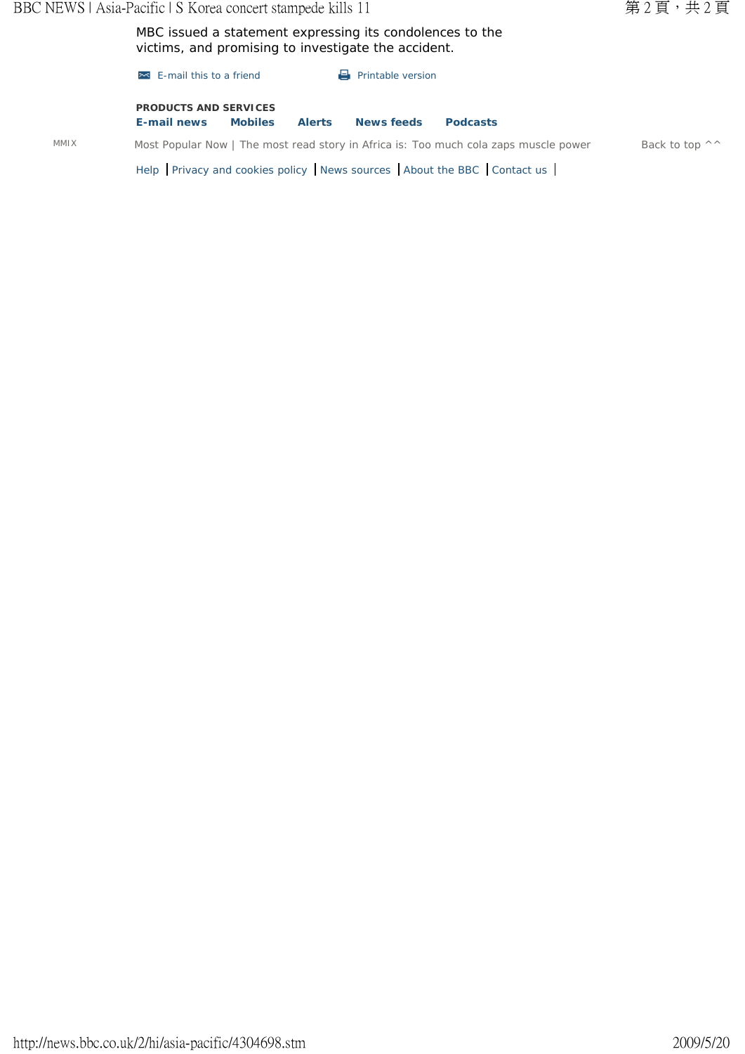MBC issued a statement expressing its condolences to the victims, and promising to investigate the accident.

E-mail this to a friend     Printable version

**PRODUCTS AND SERVICES**

**E-mail news**     **Mobiles**     **Alerts**     **News feeds**     **Podcasts**

MMIX

Most Popular Now | The most read story in Africa is: Too much cola zaps muscle power

Back to top ^^

Help | Privacy and cookies policy | News sources | About the BBC | Contact us |